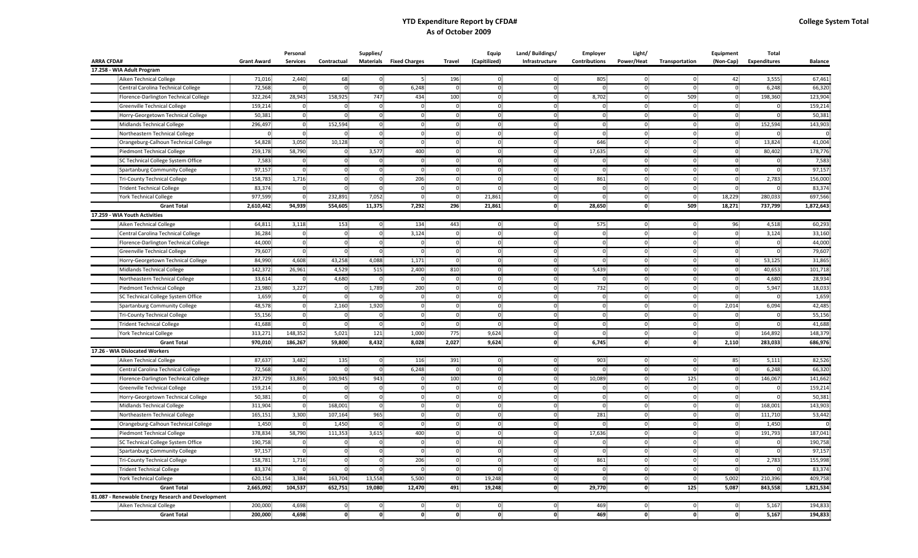# YTD Expenditure Report by CFDA#

## As of October 2009

**College System Total**

| ARRA CFDA# | Grant Award | Personal Services | Contractual | Supplies/ Materials | Fixed Charges | Travel | Equip (Capitilized) | Land/ Buildings/ Infrastructure | Employer Contributions | Light/ Power/Heat | Transportation | Equipment (Non-Cap) | Total Expenditures | Balance |
|---|---|---|---|---|---|---|---|---|---|---|---|---|---|---|
| **17.258 - WIA Adult Program** | | | | | | | | | | | | | | |
| Aiken Technical College | 71,016 | 2,440 | 68 | 0 | 5 | 196 | 0 | 0 | 805 | 0 | 0 | 42 | 3,555 | 67,461 |
| Central Carolina Technical College | 72,568 | 0 | 0 | 0 | 6,248 | 0 | 0 | 0 | 0 | 0 | 0 | 0 | 6,248 | 66,320 |
| Florence-Darlington Technical College | 322,264 | 28,943 | 158,925 | 747 | 434 | 100 | 0 | 0 | 8,702 | 0 | 509 | 0 | 198,360 | 123,904 |
| Greenville Technical College | 159,214 | 0 | 0 | 0 | 0 | 0 | 0 | 0 | 0 | 0 | 0 | 0 | 0 | 159,214 |
| Horry-Georgetown Technical College | 50,381 | 0 | 0 | 0 | 0 | 0 | 0 | 0 | 0 | 0 | 0 | 0 | 0 | 50,381 |
| Midlands Technical College | 296,497 | 0 | 152,594 | 0 | 0 | 0 | 0 | 0 | 0 | 0 | 0 | 0 | 152,594 | 143,903 |
| Northeastern Technical College | 0 | 0 | 0 | 0 | 0 | 0 | 0 | 0 | 0 | 0 | 0 | 0 | 0 | 0 |
| Orangeburg-Calhoun Technical College | 54,828 | 3,050 | 10,128 | 0 | 0 | 0 | 0 | 0 | 646 | 0 | 0 | 0 | 13,824 | 41,004 |
| Piedmont Technical College | 259,178 | 58,790 | 0 | 3,577 | 400 | 0 | 0 | 0 | 17,635 | 0 | 0 | 0 | 80,402 | 178,776 |
| SC Technical College System Office | 7,583 | 0 | 0 | 0 | 0 | 0 | 0 | 0 | 0 | 0 | 0 | 0 | 0 | 7,583 |
| Spartanburg Community College | 97,157 | 0 | 0 | 0 | 0 | 0 | 0 | 0 | 0 | 0 | 0 | 0 | 0 | 97,157 |
| Tri-County Technical College | 158,783 | 1,716 | 0 | 0 | 206 | 0 | 0 | 0 | 861 | 0 | 0 | 0 | 2,783 | 156,000 |
| Trident Technical College | 83,374 | 0 | 0 | 0 | 0 | 0 | 0 | 0 | 0 | 0 | 0 | 0 | 0 | 83,374 |
| York Technical College | 977,599 | 0 | 232,891 | 7,052 | 0 | 0 | 21,861 | 0 | 0 | 0 | 0 | 18,229 | 280,033 | 697,566 |
| **Grant Total** | **2,610,442** | **94,939** | **554,605** | **11,375** | **7,292** | **296** | **21,861** | **0** | **28,650** | **0** | **509** | **18,271** | **737,799** | **1,872,643** |
| **17.259 - WIA Youth Activities** | | | | | | | | | | | | | | |
| Aiken Technical College | 64,811 | 3,118 | 153 | 0 | 134 | 443 | 0 | 0 | 575 | 0 | 0 | 96 | 4,518 | 60,293 |
| Central Carolina Technical College | 36,284 | 0 | 0 | 0 | 3,124 | 0 | 0 | 0 | 0 | 0 | 0 | 0 | 3,124 | 33,160 |
| Florence-Darlington Technical College | 44,000 | 0 | 0 | 0 | 0 | 0 | 0 | 0 | 0 | 0 | 0 | 0 | 0 | 44,000 |
| Greenville Technical College | 79,607 | 0 | 0 | 0 | 0 | 0 | 0 | 0 | 0 | 0 | 0 | 0 | 0 | 79,607 |
| Horry-Georgetown Technical College | 84,990 | 4,608 | 43,258 | 4,088 | 1,171 | 0 | 0 | 0 | 0 | 0 | 0 | 0 | 53,125 | 31,865 |
| Midlands Technical College | 142,372 | 26,961 | 4,529 | 515 | 2,400 | 810 | 0 | 0 | 5,439 | 0 | 0 | 0 | 40,653 | 101,718 |
| Northeastern Technical College | 33,614 | 0 | 4,680 | 0 | 0 | 0 | 0 | 0 | 0 | 0 | 0 | 0 | 4,680 | 28,934 |
| Piedmont Technical College | 23,980 | 3,227 | 0 | 1,789 | 200 | 0 | 0 | 0 | 732 | 0 | 0 | 0 | 5,947 | 18,033 |
| SC Technical College System Office | 1,659 | 0 | 0 | 0 | 0 | 0 | 0 | 0 | 0 | 0 | 0 | 0 | 0 | 1,659 |
| Spartanburg Community College | 48,578 | 0 | 2,160 | 1,920 | 0 | 0 | 0 | 0 | 0 | 0 | 0 | 2,014 | 6,094 | 42,485 |
| Tri-County Technical College | 55,156 | 0 | 0 | 0 | 0 | 0 | 0 | 0 | 0 | 0 | 0 | 0 | 0 | 55,156 |
| Trident Technical College | 41,688 | 0 | 0 | 0 | 0 | 0 | 0 | 0 | 0 | 0 | 0 | 0 | 0 | 41,688 |
| York Technical College | 313,271 | 148,352 | 5,021 | 121 | 1,000 | 775 | 9,624 | 0 | 0 | 0 | 0 | 0 | 164,892 | 148,379 |
| **Grant Total** | **970,010** | **186,267** | **59,800** | **8,432** | **8,028** | **2,027** | **9,624** | **0** | **6,745** | **0** | **0** | **2,110** | **283,033** | **686,976** |
| **17.26 - WIA Dislocated Workers** | | | | | | | | | | | | | | |
| Aiken Technical College | 87,637 | 3,482 | 135 | 0 | 116 | 391 | 0 | 0 | 903 | 0 | 0 | 85 | 5,111 | 82,526 |
| Central Carolina Technical College | 72,568 | 0 | 0 | 0 | 6,248 | 0 | 0 | 0 | 0 | 0 | 0 | 0 | 6,248 | 66,320 |
| Florence-Darlington Technical College | 287,729 | 33,865 | 100,945 | 943 | 0 | 100 | 0 | 0 | 10,089 | 0 | 125 | 0 | 146,067 | 141,662 |
| Greenville Technical College | 159,214 | 0 | 0 | 0 | 0 | 0 | 0 | 0 | 0 | 0 | 0 | 0 | 0 | 159,214 |
| Horry-Georgetown Technical College | 50,381 | 0 | 0 | 0 | 0 | 0 | 0 | 0 | 0 | 0 | 0 | 0 | 0 | 50,381 |
| Midlands Technical College | 311,904 | 0 | 168,001 | 0 | 0 | 0 | 0 | 0 | 0 | 0 | 0 | 0 | 168,001 | 143,903 |
| Northeastern Technical College | 165,151 | 3,300 | 107,164 | 965 | 0 | 0 | 0 | 0 | 281 | 0 | 0 | 0 | 111,710 | 53,442 |
| Orangeburg-Calhoun Technical College | 1,450 | 0 | 1,450 | 0 | 0 | 0 | 0 | 0 | 0 | 0 | 0 | 0 | 1,450 | 0 |
| Piedmont Technical College | 378,834 | 58,790 | 111,353 | 3,615 | 400 | 0 | 0 | 0 | 17,636 | 0 | 0 | 0 | 191,793 | 187,041 |
| SC Technical College System Office | 190,758 | 0 | 0 | 0 | 0 | 0 | 0 | 0 | 0 | 0 | 0 | 0 | 0 | 190,758 |
| Spartanburg Community College | 97,157 | 0 | 0 | 0 | 0 | 0 | 0 | 0 | 0 | 0 | 0 | 0 | 0 | 97,157 |
| Tri-County Technical College | 158,781 | 1,716 | 0 | 0 | 206 | 0 | 0 | 0 | 861 | 0 | 0 | 0 | 2,783 | 155,998 |
| Trident Technical College | 83,374 | 0 | 0 | 0 | 0 | 0 | 0 | 0 | 0 | 0 | 0 | 0 | 0 | 83,374 |
| York Technical College | 620,154 | 3,384 | 163,704 | 13,558 | 5,500 | 0 | 19,248 | 0 | 0 | 0 | 0 | 5,002 | 210,396 | 409,758 |
| **Grant Total** | **2,665,092** | **104,537** | **652,751** | **19,080** | **12,470** | **491** | **19,248** | **0** | **29,770** | **0** | **125** | **5,087** | **843,558** | **1,821,534** |
| **81.087 - Renewable Energy Research and Development** | | | | | | | | | | | | | | |
| Aiken Technical College | 200,000 | 4,698 | 0 | 0 | 0 | 0 | 0 | 0 | 469 | 0 | 0 | 0 | 5,167 | 194,833 |
| **Grant Total** | **200,000** | **4,698** | **0** | **0** | **0** | **0** | **0** | **0** | **469** | **0** | **0** | **0** | **5,167** | **194,833** |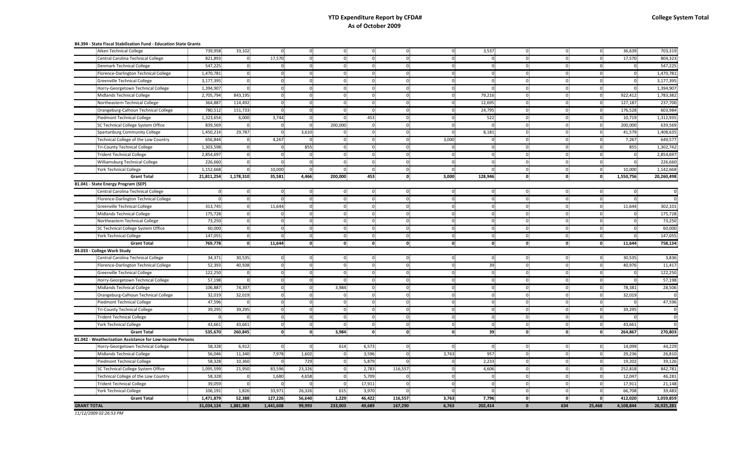# YTD Expenditure Report by CFDA#
## As of October 2009

College System Total

| | | | | | | | | | | | | | | |
|---|---|---|---|---|---|---|---|---|---|---|---|---|---|---|
| **84.394 - State Fiscal Stabilization Fund - Education State Grants** | | | | | | | | | | | | | | |
| Aiken Technical College | 739,958 | 33,102 | 0 | 0 | 0 | 0 | 0 | 0 | 3,537 | 0 | 0 | 0 | 36,639 | 703,319 |
| Central Carolina Technical College | 821,893 | 0 | 17,570 | 0 | 0 | 0 | 0 | 0 | 0 | 0 | 0 | 0 | 17,570 | 804,323 |
| Denmark Technical College | 547,225 | 0 | 0 | 0 | 0 | 0 | 0 | 0 | 0 | 0 | 0 | 0 | 0 | 547,225 |
| Florence-Darlington Technical College | 1,470,781 | 0 | 0 | 0 | 0 | 0 | 0 | 0 | 0 | 0 | 0 | 0 | 0 | 1,470,781 |
| Greenville Technical College | 3,177,395 | 0 | 0 | 0 | 0 | 0 | 0 | 0 | 0 | 0 | 0 | 0 | 0 | 3,177,395 |
| Horry-Georgetown Technical College | 1,394,907 | 0 | 0 | 0 | 0 | 0 | 0 | 0 | 0 | 0 | 0 | 0 | 0 | 1,394,907 |
| Midlands Technical College | 2,705,794 | 843,195 | 0 | 0 | 0 | 0 | 0 | 0 | 79,216 | 0 | 0 | 0 | 922,412 | 1,783,382 |
| Northeastern Technical College | 364,887 | 114,492 | 0 | 0 | 0 | 0 | 0 | 0 | 12,695 | 0 | 0 | 0 | 127,187 | 237,700 |
| Orangeburg-Calhoun Technical College | 780,512 | 151,733 | 0 | 0 | 0 | 0 | 0 | 0 | 24,795 | 0 | 0 | 0 | 176,528 | 603,984 |
| Piedmont Technical College | 1,323,654 | 6,000 | 3,744 | 0 | 0 | 453 | 0 | 0 | 522 | 0 | 0 | 0 | 10,719 | 1,312,935 |
| SC Technical College System Office | 839,569 | 0 | 0 | 0 | 200,000 | 0 | 0 | 0 | 0 | 0 | 0 | 0 | 200,000 | 639,569 |
| Spartanburg Community College | 1,450,214 | 29,787 | 0 | 3,610 | 0 | 0 | 0 | 0 | 8,181 | 0 | 0 | 0 | 41,579 | 1,408,635 |
| Technical College of the Low Country | 656,844 | 0 | 4,267 | 0 | 0 | 0 | 0 | 3,000 | 0 | 0 | 0 | 0 | 7,267 | 649,577 |
| Tri-County Technical College | 1,303,598 | 0 | 0 | 855 | 0 | 0 | 0 | 0 | 0 | 0 | 0 | 0 | 855 | 1,302,742 |
| Trident Technical College | 2,854,697 | 0 | 0 | 0 | 0 | 0 | 0 | 0 | 0 | 0 | 0 | 0 | 0 | 2,854,697 |
| Williamsburg Technical College | 226,660 | 0 | 0 | 0 | 0 | 0 | 0 | 0 | 0 | 0 | 0 | 0 | 0 | 226,660 |
| York Technical College | 1,152,668 | 0 | 10,000 | 0 | 0 | 0 | 0 | 0 | 0 | 0 | 0 | 0 | 10,000 | 1,142,668 |
| **Grant Total** | **21,811,254** | **1,178,310** | **35,581** | **4,466** | **200,000** | **453** | **0** | **3,000** | **128,946** | **0** | **0** | **0** | **1,550,756** | **20,260,498** |
| **81.041 - State Energy Program (SEP)** | | | | | | | | | | | | | | |
| Central Carolina Technical College | 0 | 0 | 0 | 0 | 0 | 0 | 0 | 0 | 0 | 0 | 0 | 0 | 0 | 0 |
| Florence-Darlington Technical College | 0 | 0 | 0 | 0 | 0 | 0 | 0 | 0 | 0 | 0 | 0 | 0 | 0 | 0 |
| Greenville Technical College | 313,745 | 0 | 11,644 | 0 | 0 | 0 | 0 | 0 | 0 | 0 | 0 | 0 | 11,644 | 302,101 |
| Midlands Technical College | 175,728 | 0 | 0 | 0 | 0 | 0 | 0 | 0 | 0 | 0 | 0 | 0 | 0 | 175,728 |
| Northeastern Technical College | 73,250 | 0 | 0 | 0 | 0 | 0 | 0 | 0 | 0 | 0 | 0 | 0 | 0 | 73,250 |
| SC Technical College System Office | 60,000 | 0 | 0 | 0 | 0 | 0 | 0 | 0 | 0 | 0 | 0 | 0 | 0 | 60,000 |
| York Technical College | 147,055 | 0 | 0 | 0 | 0 | 0 | 0 | 0 | 0 | 0 | 0 | 0 | 0 | 147,055 |
| **Grant Total** | **769,778** | **0** | **11,644** | **0** | **0** | **0** | **0** | **0** | **0** | **0** | **0** | **0** | **11,644** | **758,134** |
| **84.033 - College Work Study** | | | | | | | | | | | | | | |
| Central Carolina Technical College | 34,371 | 30,535 | 0 | 0 | 0 | 0 | 0 | 0 | 0 | 0 | 0 | 0 | 30,535 | 3,836 |
| Florence-Darlington Technical College | 52,393 | 40,938 | 0 | 0 | 0 | 0 | 0 | 0 | 39 | 0 | 0 | 0 | 40,976 | 11,417 |
| Greenville Technical College | 122,250 | 0 | 0 | 0 | 0 | 0 | 0 | 0 | 0 | 0 | 0 | 0 | 0 | 122,250 |
| Horry-Georgetown Technical College | 57,198 | 0 | 0 | 0 | 0 | 0 | 0 | 0 | 0 | 0 | 0 | 0 | 0 | 57,198 |
| Midlands Technical College | 106,887 | 74,397 | 0 | 0 | 3,984 | 0 | 0 | 0 | 0 | 0 | 0 | 0 | 78,381 | 28,506 |
| Orangeburg-Calhoun Technical College | 32,019 | 32,019 | 0 | 0 | 0 | 0 | 0 | 0 | 0 | 0 | 0 | 0 | 32,019 | 0 |
| Piedmont Technical College | 47,596 | 0 | 0 | 0 | 0 | 0 | 0 | 0 | 0 | 0 | 0 | 0 | 0 | 47,596 |
| Tri-County Technical College | 39,295 | 39,295 | 0 | 0 | 0 | 0 | 0 | 0 | 0 | 0 | 0 | 0 | 39,295 | 0 |
| Trident Technical College | 0 | 0 | 0 | 0 | 0 | 0 | 0 | 0 | 0 | 0 | 0 | 0 | 0 | 0 |
| York Technical College | 43,661 | 43,661 | 0 | 0 | 0 | 0 | 0 | 0 | 0 | 0 | 0 | 0 | 43,661 | 0 |
| **Grant Total** | **535,670** | **260,845** | **0** | **0** | **3,984** | **0** | **0** | **0** | **39** | **0** | **0** | **0** | **264,867** | **270,803** |
| **81.042 - Weatherization Assistance for Low-Income Persons** | | | | | | | | | | | | | | |
| Horry-Georgetown Technical College | 58,328 | 6,912 | 0 | 0 | 614 | 6,573 | 0 | 0 | 0 | 0 | 0 | 0 | 14,099 | 44,229 |
| Midlands Technical College | 56,046 | 11,340 | 7,978 | 1,602 | 0 | 3,596 | 0 | 3,763 | 957 | 0 | 0 | 0 | 29,236 | 26,810 |
| Piedmont Technical College | 58,328 | 10,360 | 0 | 729 | 0 | 5,879 | 0 | 0 | 2,233 | 0 | 0 | 0 | 19,202 | 39,126 |
| SC Technical College System Office | 1,095,599 | 21,950 | 83,596 | 23,326 | 0 | 2,783 | 116,557 | 0 | 4,606 | 0 | 0 | 0 | 252,818 | 842,781 |
| Technical College of the Low Country | 58,328 | 0 | 1,680 | 4,658 | 0 | 5,709 | 0 | 0 | 0 | 0 | 0 | 0 | 12,047 | 46,281 |
| Trident Technical College | 39,059 | 0 | 0 | 0 | 0 | 17,911 | 0 | 0 | 0 | 0 | 0 | 0 | 17,911 | 21,148 |
| York Technical College | 106,191 | 1,826 | 33,971 | 26,326 | 615 | 3,970 | 0 | 0 | 0 | 0 | 0 | 0 | 66,708 | 39,483 |
| **Grant Total** | **1,471,879** | **52,388** | **127,226** | **56,640** | **1,229** | **46,422** | **116,557** | **3,763** | **7,796** | **0** | **0** | **0** | **412,020** | **1,059,859** |
| **GRANT TOTAL** | **31,034,124** | **1,881,983** | **1,441,608** | **99,993** | **233,003** | **49,689** | **167,290** | **6,763** | **202,414** | **0** | **634** | **25,468** | **4,108,844** | **26,925,281** |

*11/12/2009 02:26:53 PM*